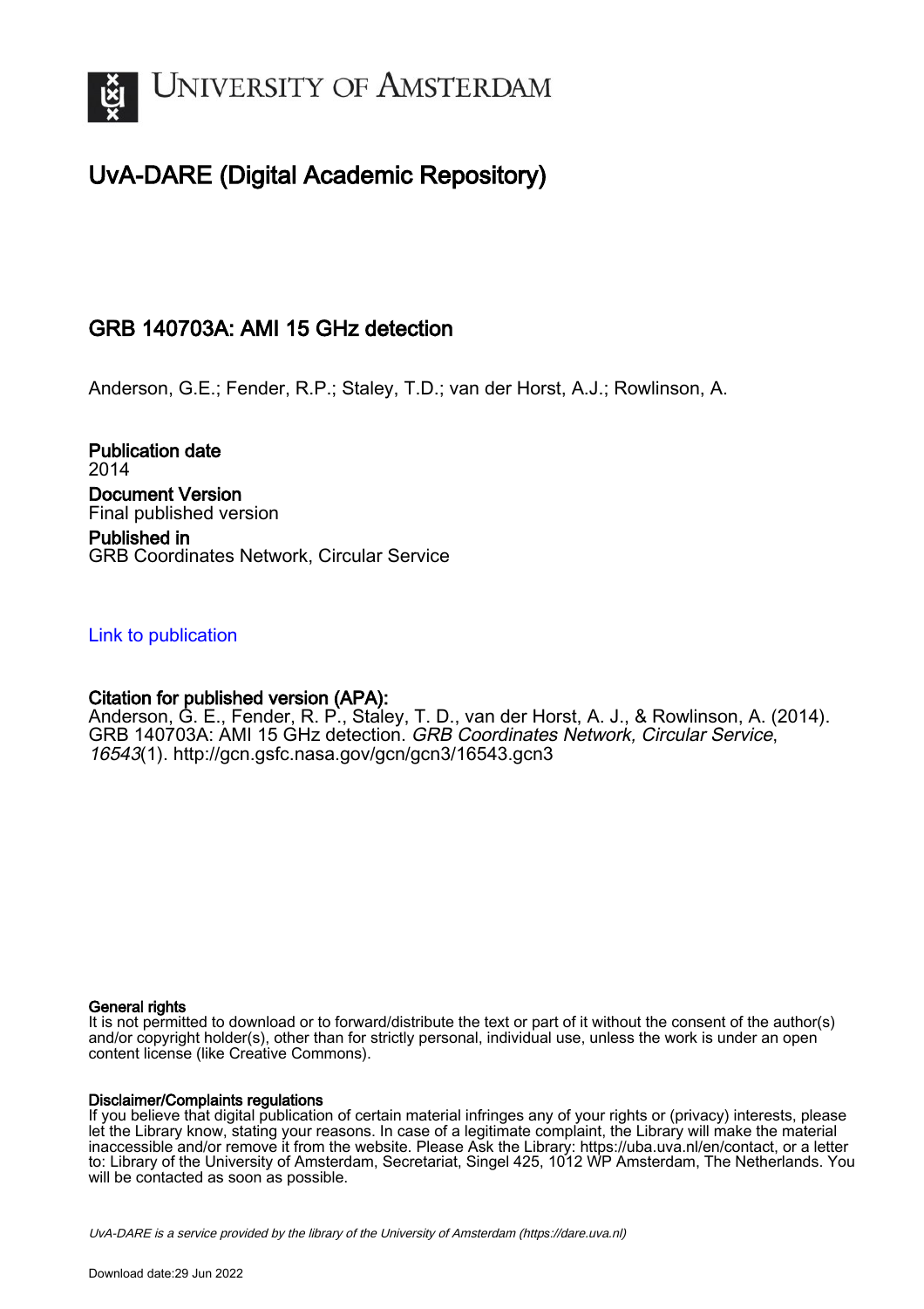UNIVERSITY OF AMSTERDAM

# UvA-DARE (Digital Academic Repository)

## GRB 140703A: AMI 15 GHz detection

Anderson, G.E.; Fender, R.P.; Staley, T.D.; van der Horst, A.J.; Rowlinson, A.

**Publication date**
2014

**Document Version**
Final published version

**Published in**
GRB Coordinates Network, Circular Service

Link to publication

**Citation for published version (APA):**
Anderson, G. E., Fender, R. P., Staley, T. D., van der Horst, A. J., & Rowlinson, A. (2014). GRB 140703A: AMI 15 GHz detection. *GRB Coordinates Network, Circular Service*, *16543*(1). http://gcn.gsfc.nasa.gov/gcn/gcn3/16543.gcn3

**General rights**
It is not permitted to download or to forward/distribute the text or part of it without the consent of the author(s) and/or copyright holder(s), other than for strictly personal, individual use, unless the work is under an open content license (like Creative Commons).

**Disclaimer/Complaints regulations**
If you believe that digital publication of certain material infringes any of your rights or (privacy) interests, please let the Library know, stating your reasons. In case of a legitimate complaint, the Library will make the material inaccessible and/or remove it from the website. Please Ask the Library: https://uba.uva.nl/en/contact, or a letter to: Library of the University of Amsterdam, Secretariat, Singel 425, 1012 WP Amsterdam, The Netherlands. You will be contacted as soon as possible.

UvA-DARE is a service provided by the library of the University of Amsterdam (https://dare.uva.nl)

Download date:29 Jun 2022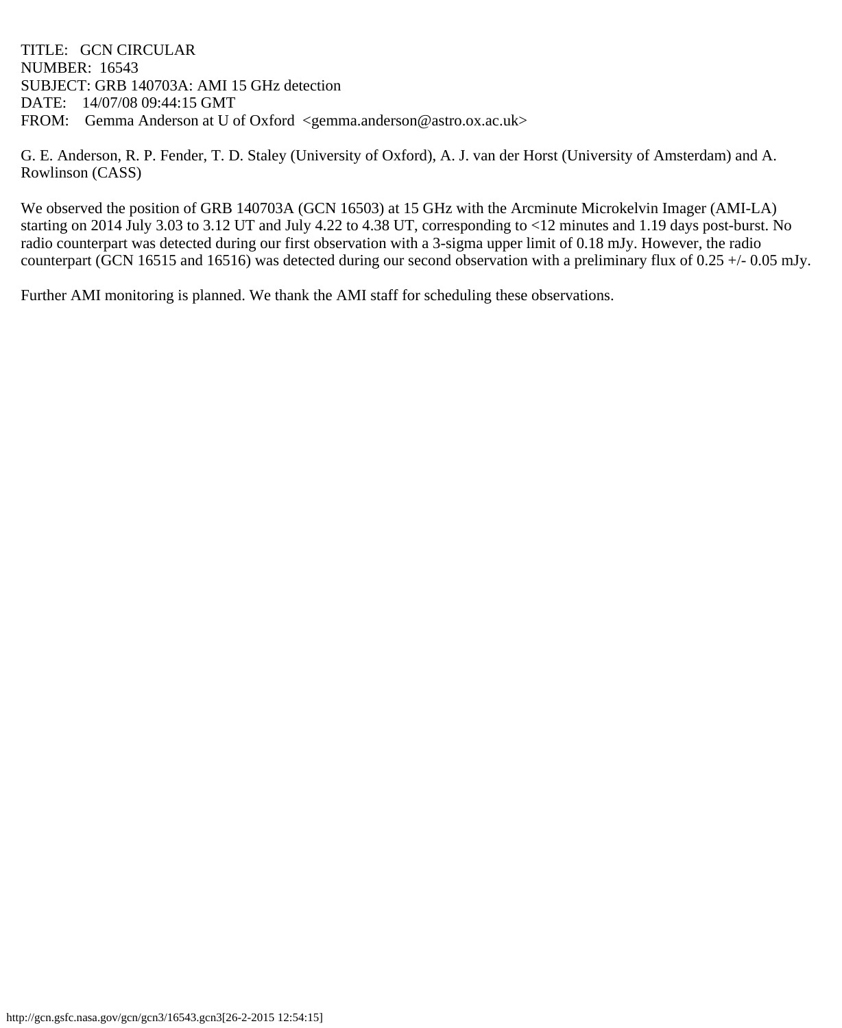TITLE: GCN CIRCULAR
NUMBER: 16543
SUBJECT: GRB 140703A: AMI 15 GHz detection
DATE: 14/07/08 09:44:15 GMT
FROM: Gemma Anderson at U of Oxford <gemma.anderson@astro.ox.ac.uk>

G. E. Anderson, R. P. Fender, T. D. Staley (University of Oxford), A. J. van der Horst (University of Amsterdam) and A. Rowlinson (CASS)

We observed the position of GRB 140703A (GCN 16503) at 15 GHz with the Arcminute Microkelvin Imager (AMI-LA) starting on 2014 July 3.03 to 3.12 UT and July 4.22 to 4.38 UT, corresponding to <12 minutes and 1.19 days post-burst. No radio counterpart was detected during our first observation with a 3-sigma upper limit of 0.18 mJy. However, the radio counterpart (GCN 16515 and 16516) was detected during our second observation with a preliminary flux of 0.25 +/- 0.05 mJy.

Further AMI monitoring is planned. We thank the AMI staff for scheduling these observations.